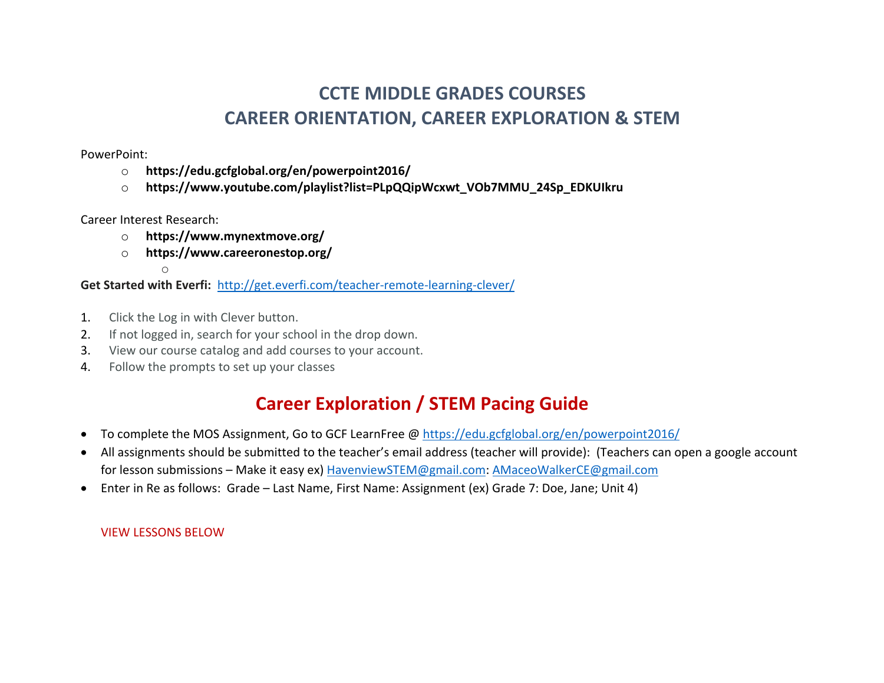# CCTE MIDDLE GRADES COURSES
# CAREER ORIENTATION, CAREER EXPLORATION & STEM

PowerPoint:

- **https://edu.gcfglobal.org/en/powerpoint2016/**
- **https://www.youtube.com/playlist?list=PLpQQipWcxwt_VOb7MMU_24Sp_EDKUIkru**

Career Interest Research:

- **https://www.mynextmove.org/**
- **https://www.careeronestop.org/**

**Get Started with Everfi:** http://get.everfi.com/teacher-remote-learning-clever/

1. Click the Log in with Clever button.
2. If not logged in, search for your school in the drop down.
3. View our course catalog and add courses to your account.
4. Follow the prompts to set up your classes

## Career Exploration / STEM Pacing Guide

- To complete the MOS Assignment, Go to GCF LearnFree @ https://edu.gcfglobal.org/en/powerpoint2016/
- All assignments should be submitted to the teacher's email address (teacher will provide): (Teachers can open a google account for lesson submissions – Make it easy ex) HavenviewSTEM@gmail.com: AMaceoWalkerCE@gmail.com
- Enter in Re as follows: Grade – Last Name, First Name: Assignment (ex) Grade 7: Doe, Jane; Unit 4)

VIEW LESSONS BELOW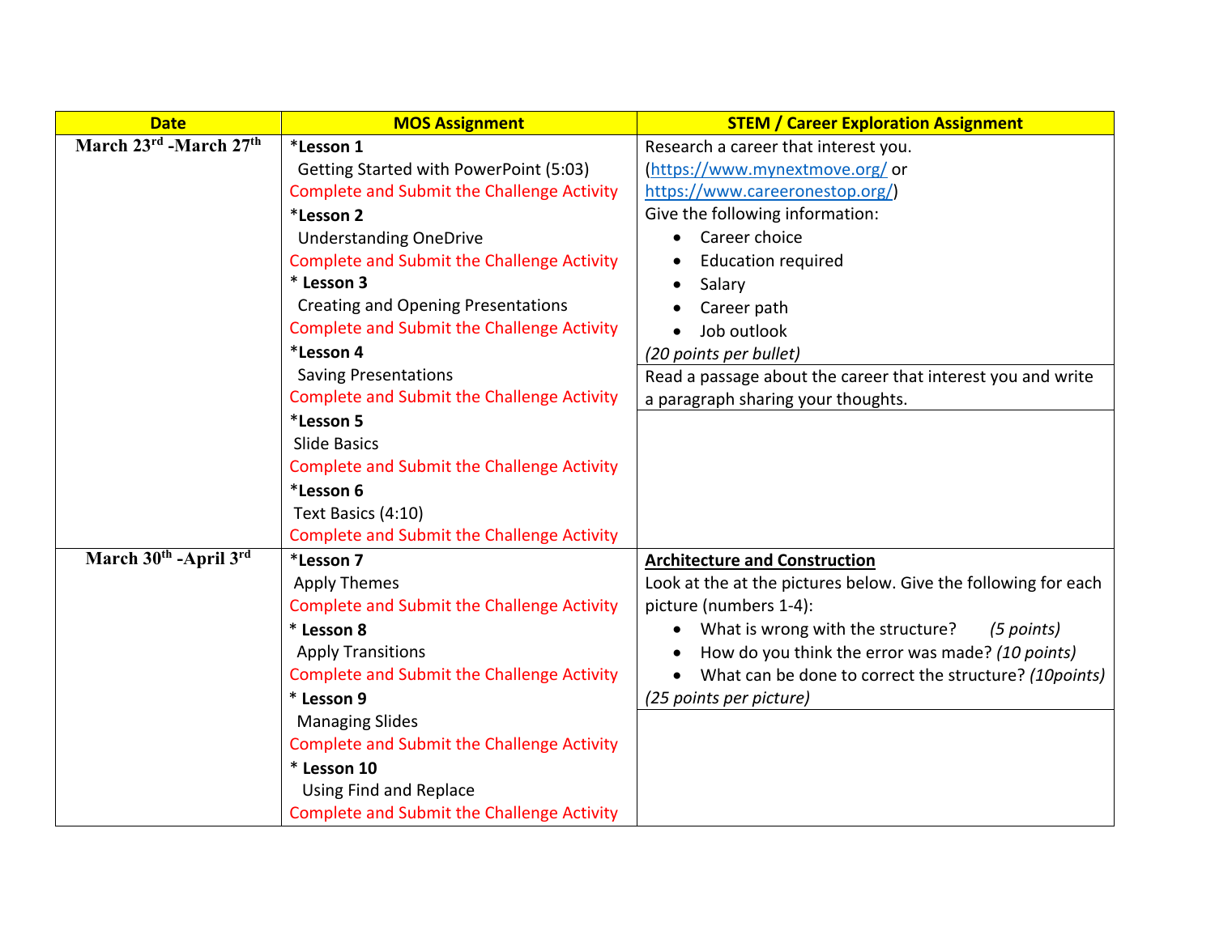| Date | MOS Assignment | STEM / Career Exploration Assignment |
| --- | --- | --- |
| March 23rd -March 27th | *Lesson 1<br>Getting Started with PowerPoint (5:03)<br>Complete and Submit the Challenge Activity<br>*Lesson 2<br>Understanding OneDrive<br>Complete and Submit the Challenge Activity<br>* Lesson 3<br>Creating and Opening Presentations<br>Complete and Submit the Challenge Activity<br>*Lesson 4<br>Saving Presentations<br>Complete and Submit the Challenge Activity<br>*Lesson 5<br>Slide Basics<br>Complete and Submit the Challenge Activity<br>*Lesson 6<br>Text Basics (4:10)<br>Complete and Submit the Challenge Activity | Research a career that interest you.<br>(https://www.mynextmove.org/ or https://www.careeronestop.org/)<br>Give the following information:<br>• Career choice<br>• Education required<br>• Salary<br>• Career path<br>• Job outlook<br>*(20 points per bullet)*<br><br>Read a passage about the career that interest you and write a paragraph sharing your thoughts. |
| March 30th -April 3rd | *Lesson 7<br>Apply Themes<br>Complete and Submit the Challenge Activity<br>* Lesson 8<br>Apply Transitions<br>Complete and Submit the Challenge Activity<br>* Lesson 9<br>Managing Slides<br>Complete and Submit the Challenge Activity<br>* Lesson 10<br>Using Find and Replace<br>Complete and Submit the Challenge Activity | **Architecture and Construction**<br>Look at the at the pictures below. Give the following for each picture (numbers 1-4):<br>• What is wrong with the structure? *(5 points)*<br>• How do you think the error was made? *(10 points)*<br>• What can be done to correct the structure? *(10points)*<br>*(25 points per picture)* |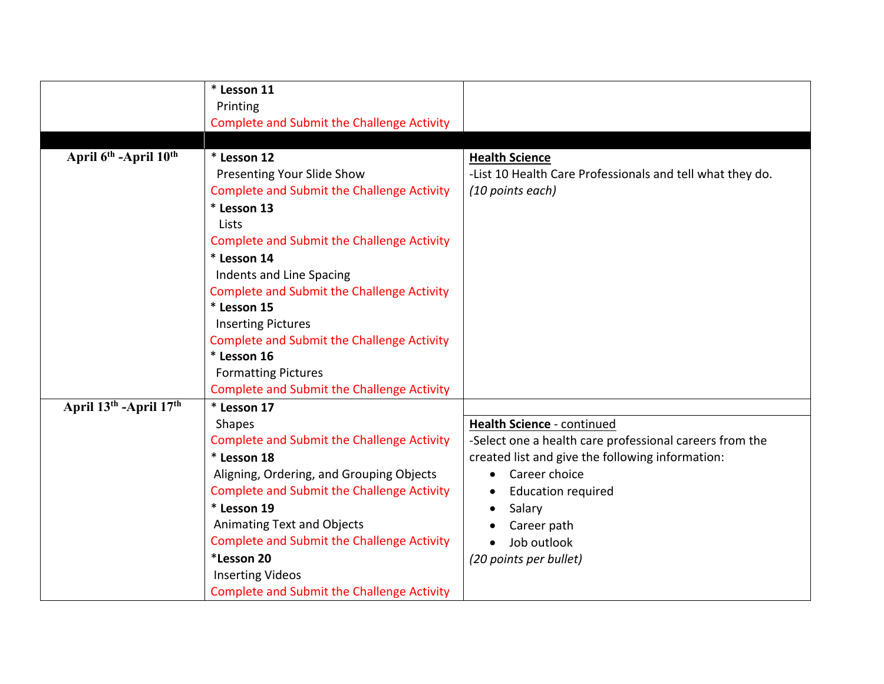| | | |
|---|---|---|
| | * **Lesson 11**<br>Printing<br>Complete and Submit the Challenge Activity | |
| | | |
| **April 6$^{th}$ -April 10$^{th}$** | * **Lesson 12**<br>Presenting Your Slide Show<br>Complete and Submit the Challenge Activity<br>* **Lesson 13**<br>Lists<br>Complete and Submit the Challenge Activity<br>* **Lesson 14**<br>Indents and Line Spacing<br>Complete and Submit the Challenge Activity<br>* **Lesson 15**<br>Inserting Pictures<br>Complete and Submit the Challenge Activity<br>* **Lesson 16**<br>Formatting Pictures<br>Complete and Submit the Challenge Activity | **Health Science**<br>-List 10 Health Care Professionals and tell what they do.<br>*(10 points each)* |
| **April 13$^{th}$ -April 17$^{th}$** | * **Lesson 17**<br>Shapes<br>Complete and Submit the Challenge Activity<br>* **Lesson 18**<br>Aligning, Ordering, and Grouping Objects<br>Complete and Submit the Challenge Activity<br>* **Lesson 19**<br>Animating Text and Objects<br>Complete and Submit the Challenge Activity<br>***Lesson 20**<br>Inserting Videos<br>Complete and Submit the Challenge Activity | **Health Science** - continued<br>-Select one a health care professional careers from the created list and give the following information:<br>• Career choice<br>• Education required<br>• Salary<br>• Career path<br>• Job outlook<br>*(20 points per bullet)* |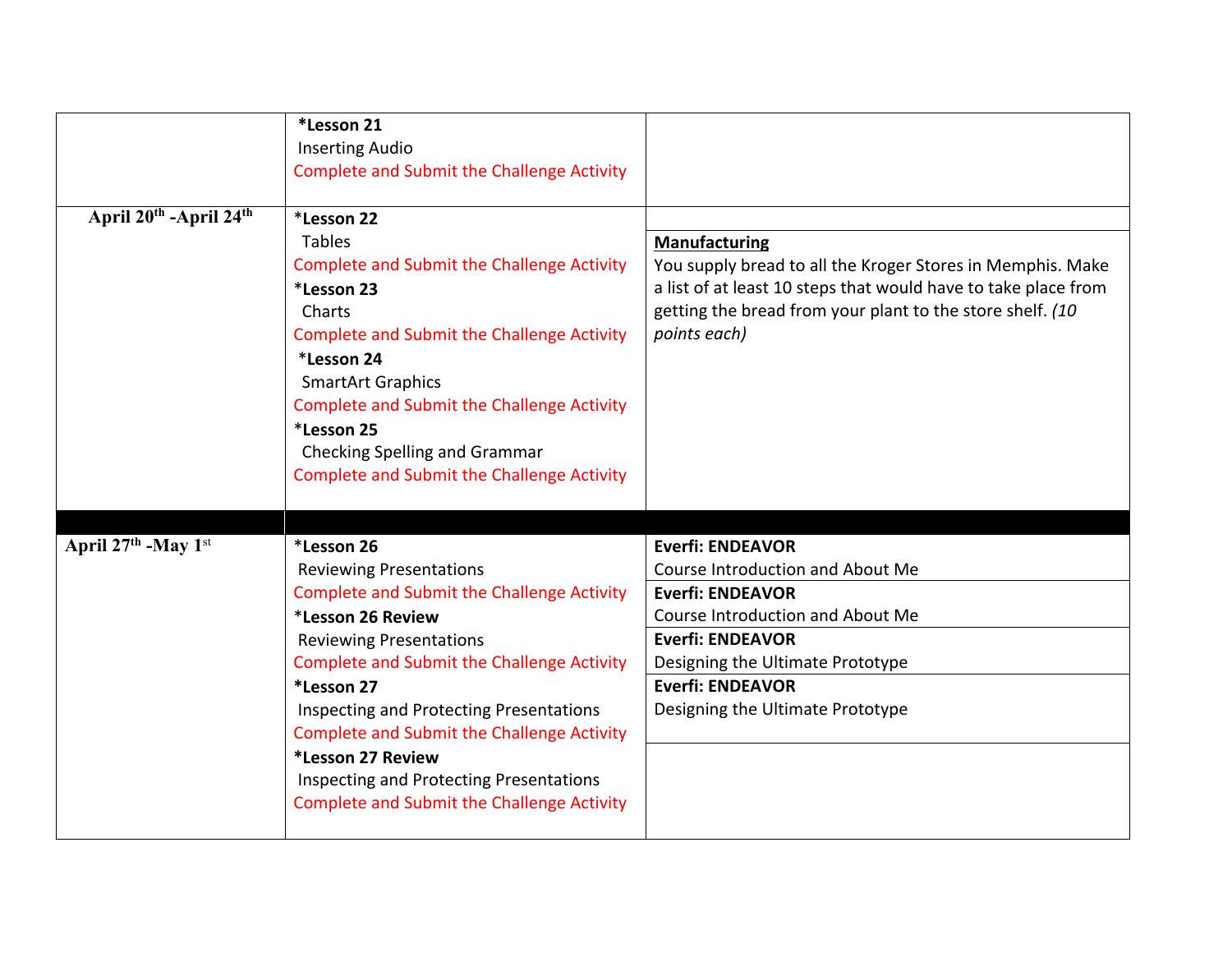| | | |
|---|---|---|
| | **\*Lesson 21**<br>Inserting Audio<br>Complete and Submit the Challenge Activity | |
| **April 20th -April 24th** | \***Lesson 22**<br>Tables<br>Complete and Submit the Challenge Activity<br>\***Lesson 23**<br>Charts<br>Complete and Submit the Challenge Activity<br>\***Lesson 24**<br>SmartArt Graphics<br>Complete and Submit the Challenge Activity<br>\***Lesson 25**<br>Checking Spelling and Grammar<br>Complete and Submit the Challenge Activity | **Manufacturing**<br>You supply bread to all the Kroger Stores in Memphis. Make a list of at least 10 steps that would have to take place from getting the bread from your plant to the store shelf. *(10 points each)* |
| | | |
| **April 27th -May 1st** | **\*Lesson 26**<br>Reviewing Presentations<br>Complete and Submit the Challenge Activity<br>\***Lesson 26 Review**<br>Reviewing Presentations<br>Complete and Submit the Challenge Activity<br>**\*Lesson 27**<br>Inspecting and Protecting Presentations<br>Complete and Submit the Challenge Activity<br>**\*Lesson 27 Review**<br>Inspecting and Protecting Presentations<br>Complete and Submit the Challenge Activity | **Everfi: ENDEAVOR**<br>Course Introduction and About Me<br>**Everfi: ENDEAVOR**<br>Course Introduction and About Me<br>**Everfi: ENDEAVOR**<br>Designing the Ultimate Prototype<br>**Everfi: ENDEAVOR**<br>Designing the Ultimate Prototype |